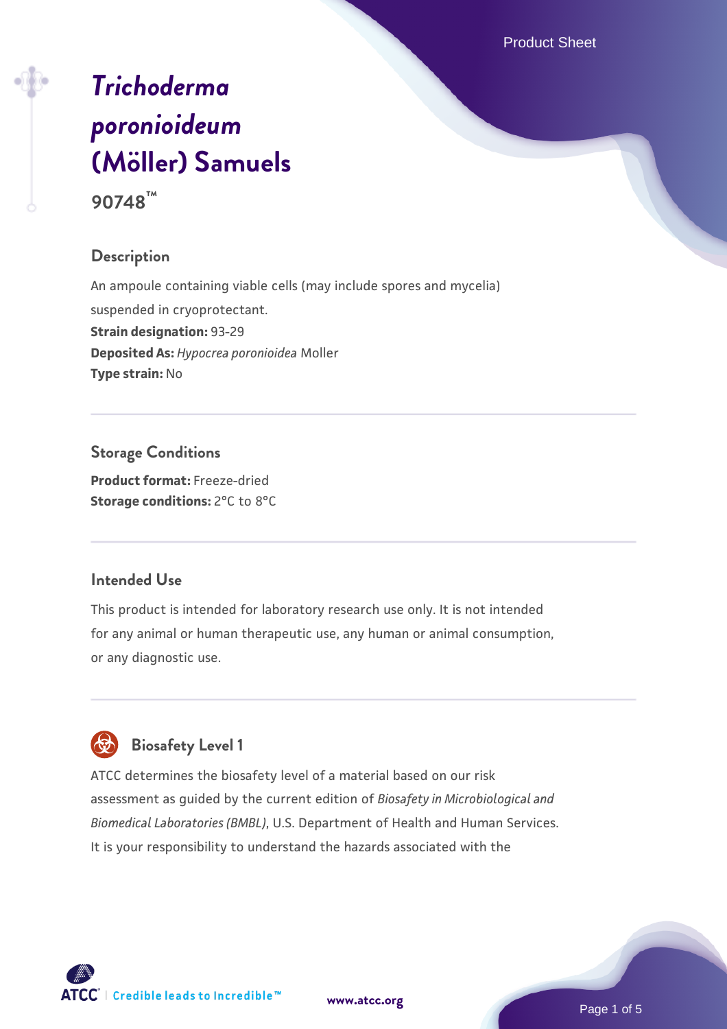# *Trichoderma poronioideum* (Möller) Samuels

**90748™**

## Description

An ampoule containing viable cells (may include spores and mycelia) suspended in cryoprotectant.
**Strain designation:** 93-29
**Deposited As:** *Hypocrea poronioidea* Moller
**Type strain:** No

## Storage Conditions

**Product format:** Freeze-dried
**Storage conditions:** 2°C to 8°C

## Intended Use

This product is intended for laboratory research use only. It is not intended for any animal or human therapeutic use, any human or animal consumption, or any diagnostic use.

## Biosafety Level 1

ATCC determines the biosafety level of a material based on our risk assessment as guided by the current edition of *Biosafety in Microbiological and Biomedical Laboratories (BMBL)*, U.S. Department of Health and Human Services. It is your responsibility to understand the hazards associated with the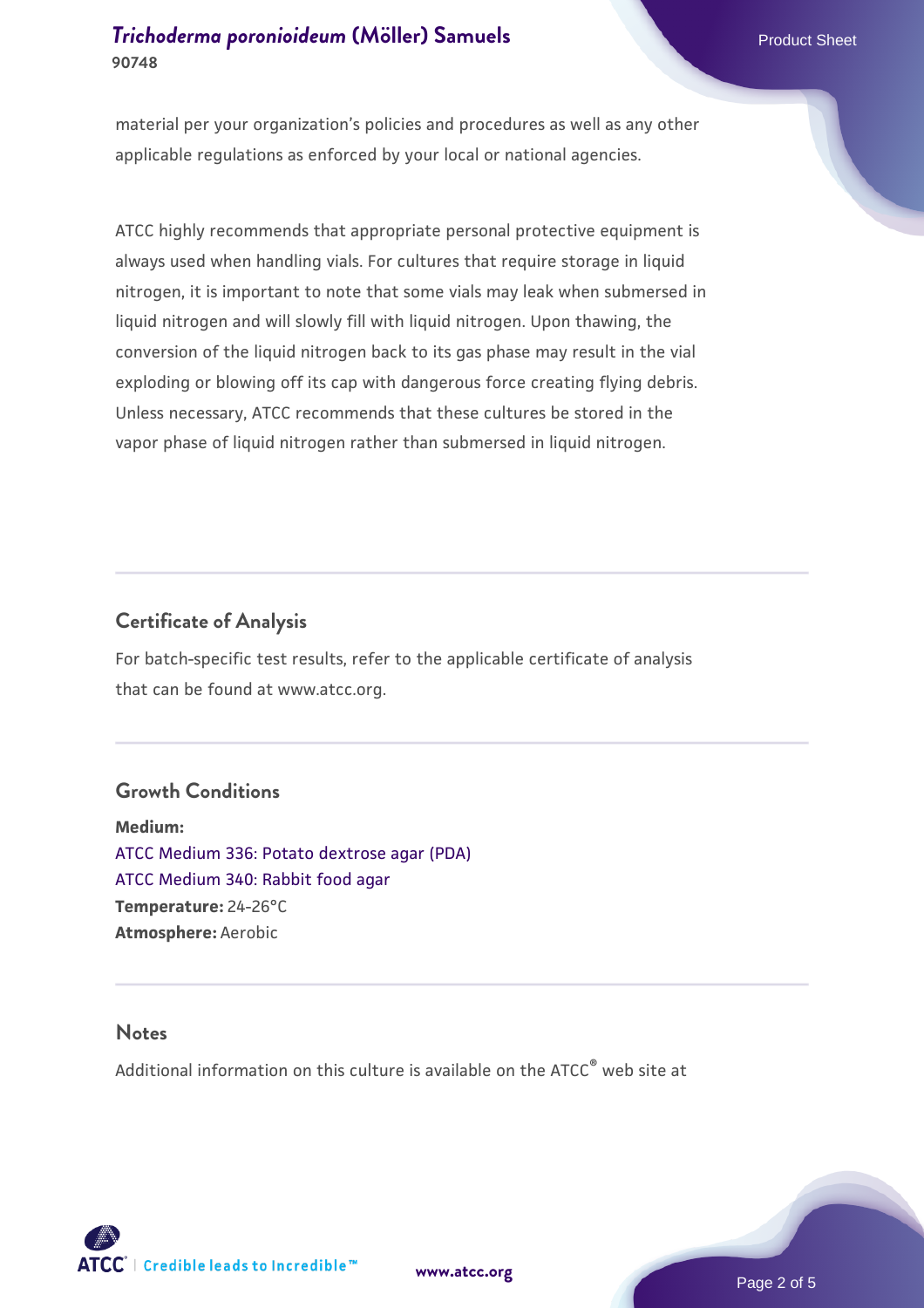material per your organization's policies and procedures as well as any other applicable regulations as enforced by your local or national agencies.

ATCC highly recommends that appropriate personal protective equipment is always used when handling vials. For cultures that require storage in liquid nitrogen, it is important to note that some vials may leak when submersed in liquid nitrogen and will slowly fill with liquid nitrogen. Upon thawing, the conversion of the liquid nitrogen back to its gas phase may result in the vial exploding or blowing off its cap with dangerous force creating flying debris. Unless necessary, ATCC recommends that these cultures be stored in the vapor phase of liquid nitrogen rather than submersed in liquid nitrogen.

## Certificate of Analysis

For batch-specific test results, refer to the applicable certificate of analysis that can be found at www.atcc.org.

## Growth Conditions

**Medium:**
ATCC Medium 336: Potato dextrose agar (PDA)
ATCC Medium 340: Rabbit food agar
**Temperature:** 24-26°C
**Atmosphere:** Aerobic

## Notes

Additional information on this culture is available on the ATCC® web site at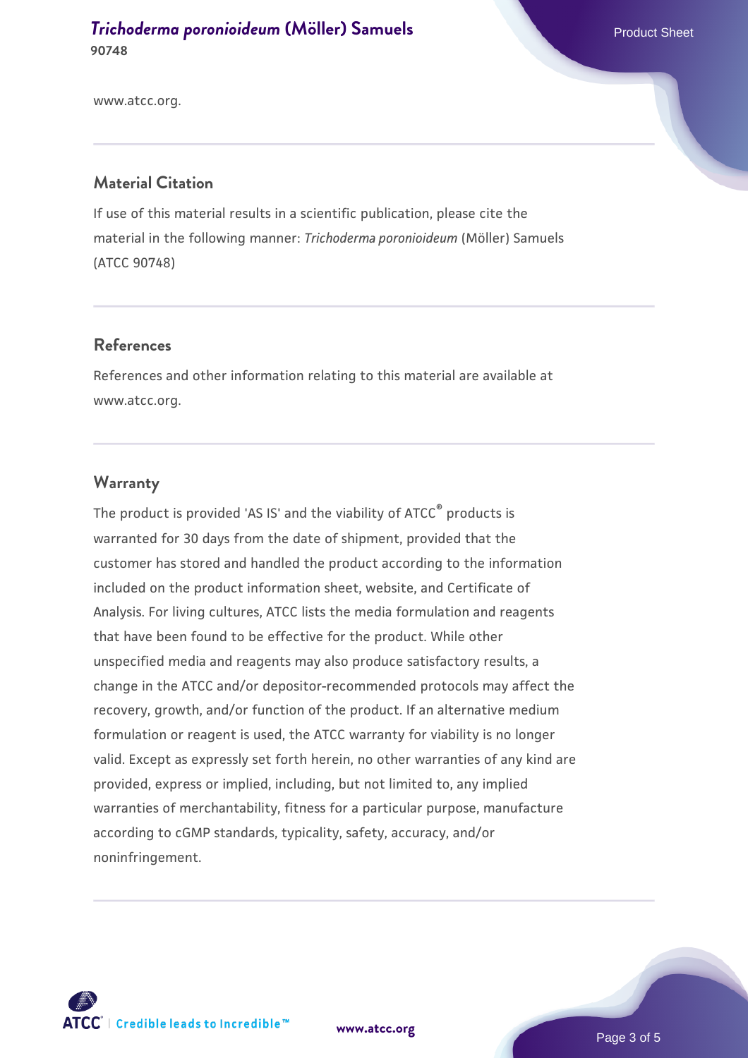www.atcc.org.

## Material Citation

If use of this material results in a scientific publication, please cite the material in the following manner: *Trichoderma poronioideum* (Möller) Samuels (ATCC 90748)

## References

References and other information relating to this material are available at www.atcc.org.

## Warranty

The product is provided 'AS IS' and the viability of ATCC® products is warranted for 30 days from the date of shipment, provided that the customer has stored and handled the product according to the information included on the product information sheet, website, and Certificate of Analysis. For living cultures, ATCC lists the media formulation and reagents that have been found to be effective for the product. While other unspecified media and reagents may also produce satisfactory results, a change in the ATCC and/or depositor-recommended protocols may affect the recovery, growth, and/or function of the product. If an alternative medium formulation or reagent is used, the ATCC warranty for viability is no longer valid. Except as expressly set forth herein, no other warranties of any kind are provided, express or implied, including, but not limited to, any implied warranties of merchantability, fitness for a particular purpose, manufacture according to cGMP standards, typicality, safety, accuracy, and/or noninfringement.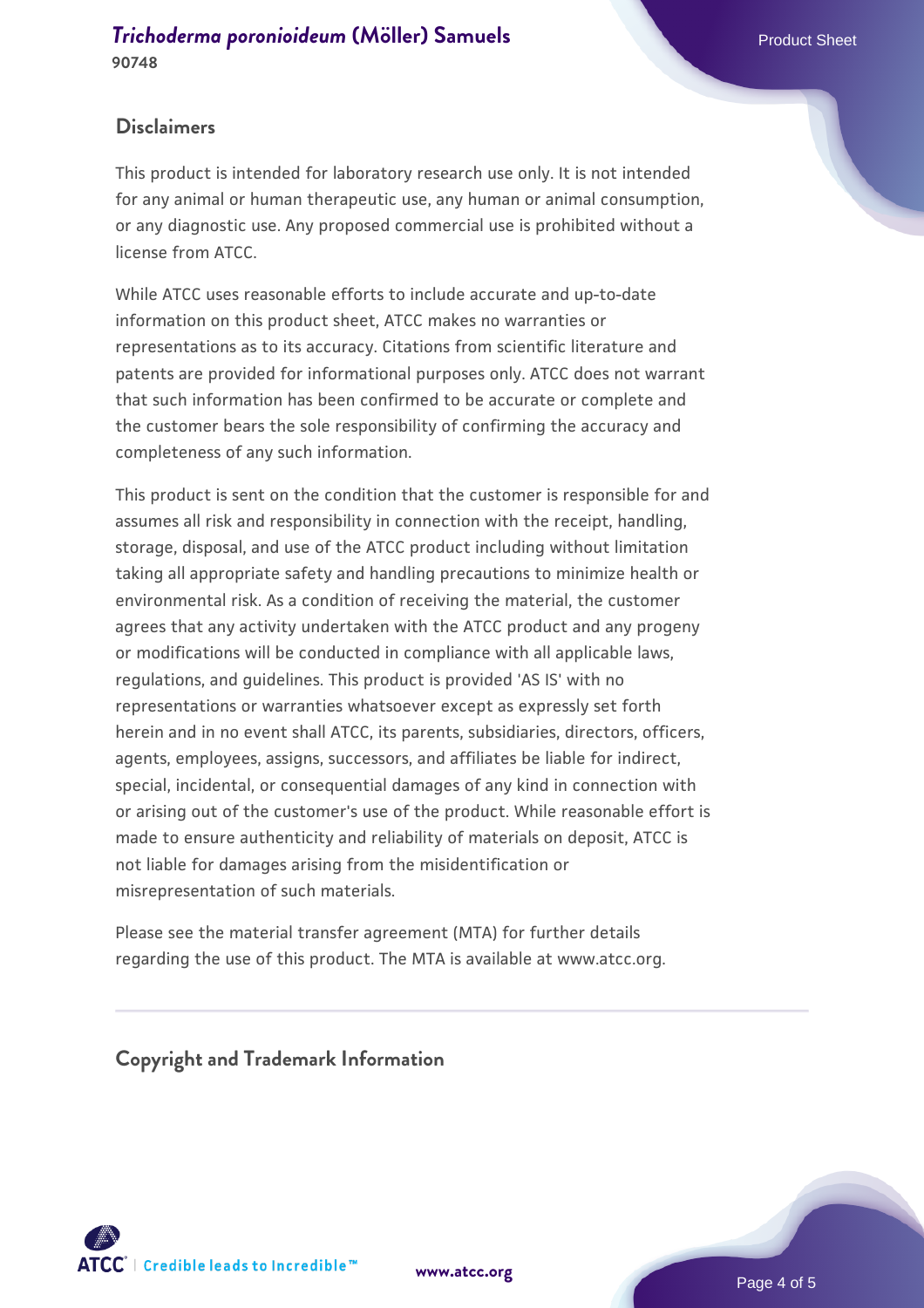## Disclaimers

This product is intended for laboratory research use only. It is not intended for any animal or human therapeutic use, any human or animal consumption, or any diagnostic use. Any proposed commercial use is prohibited without a license from ATCC.

While ATCC uses reasonable efforts to include accurate and up-to-date information on this product sheet, ATCC makes no warranties or representations as to its accuracy. Citations from scientific literature and patents are provided for informational purposes only. ATCC does not warrant that such information has been confirmed to be accurate or complete and the customer bears the sole responsibility of confirming the accuracy and completeness of any such information.

This product is sent on the condition that the customer is responsible for and assumes all risk and responsibility in connection with the receipt, handling, storage, disposal, and use of the ATCC product including without limitation taking all appropriate safety and handling precautions to minimize health or environmental risk. As a condition of receiving the material, the customer agrees that any activity undertaken with the ATCC product and any progeny or modifications will be conducted in compliance with all applicable laws, regulations, and guidelines. This product is provided 'AS IS' with no representations or warranties whatsoever except as expressly set forth herein and in no event shall ATCC, its parents, subsidiaries, directors, officers, agents, employees, assigns, successors, and affiliates be liable for indirect, special, incidental, or consequential damages of any kind in connection with or arising out of the customer's use of the product. While reasonable effort is made to ensure authenticity and reliability of materials on deposit, ATCC is not liable for damages arising from the misidentification or misrepresentation of such materials.

Please see the material transfer agreement (MTA) for further details regarding the use of this product. The MTA is available at www.atcc.org.

## Copyright and Trademark Information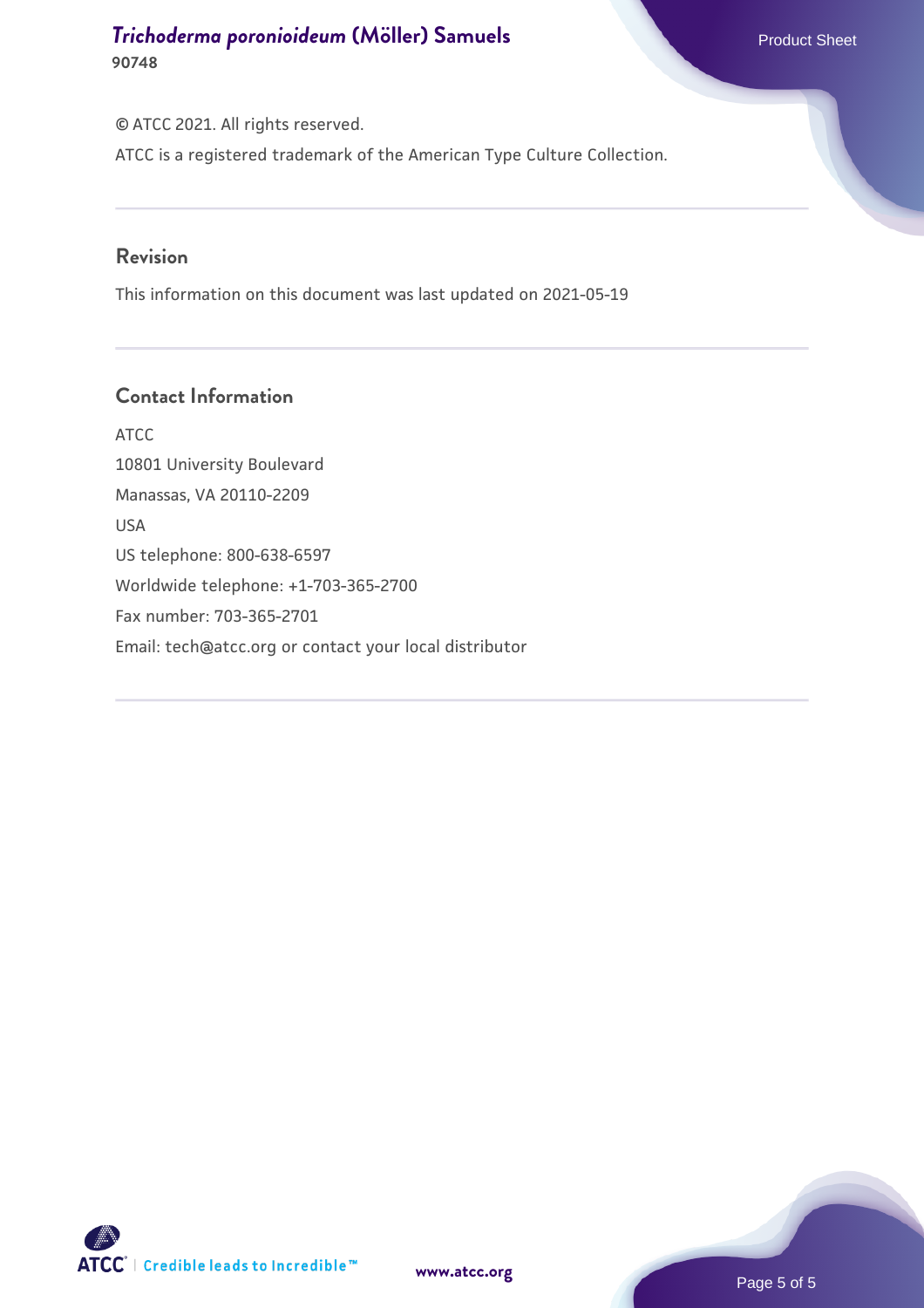© ATCC 2021. All rights reserved.

ATCC is a registered trademark of the American Type Culture Collection.

## Revision

This information on this document was last updated on 2021-05-19

## Contact Information

ATCC
10801 University Boulevard
Manassas, VA 20110-2209
USA
US telephone: 800-638-6597
Worldwide telephone: +1-703-365-2700
Fax number: 703-365-2701
Email: tech@atcc.org or contact your local distributor